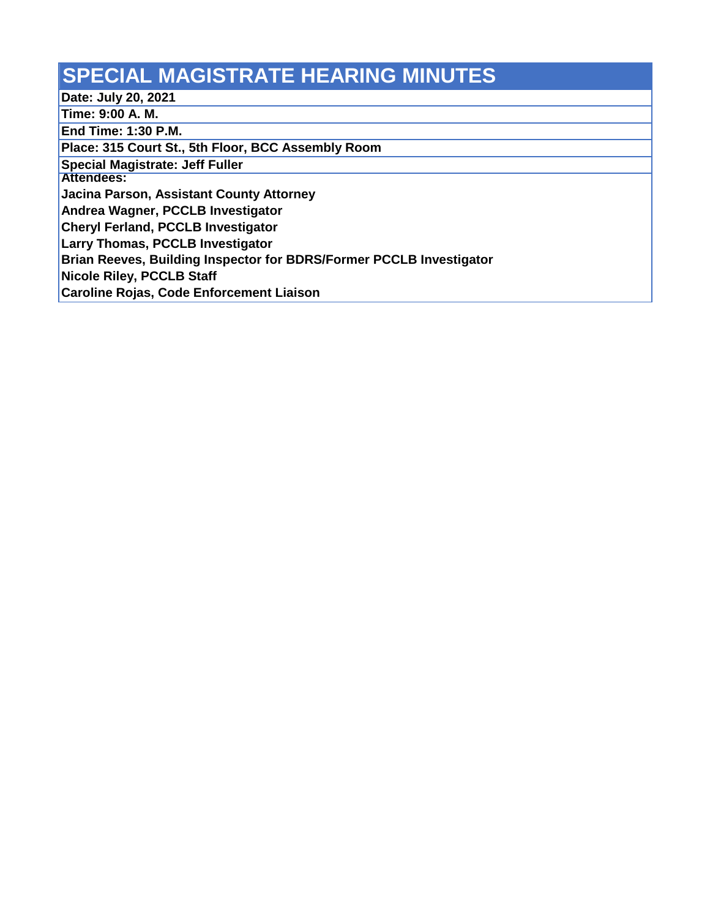# SPECIAL MAGISTRATE HEARING MINUTES

**Date: July 20, 2021**

**Time: 9:00 A. M.**

**End Time: 1:30 P.M.**

**Place: 315 Court St., 5th Floor, BCC Assembly Room**

**Special Magistrate: Jeff Fuller**

**Attendees:**

**Jacina Parson, Assistant County Attorney**

**Andrea Wagner, PCCLB Investigator**

**Cheryl Ferland, PCCLB Investigator**

**Larry Thomas, PCCLB Investigator**

**Brian Reeves, Building Inspector for BDRS/Former PCCLB Investigator**

**Nicole Riley, PCCLB Staff**

**Caroline Rojas, Code Enforcement Liaison**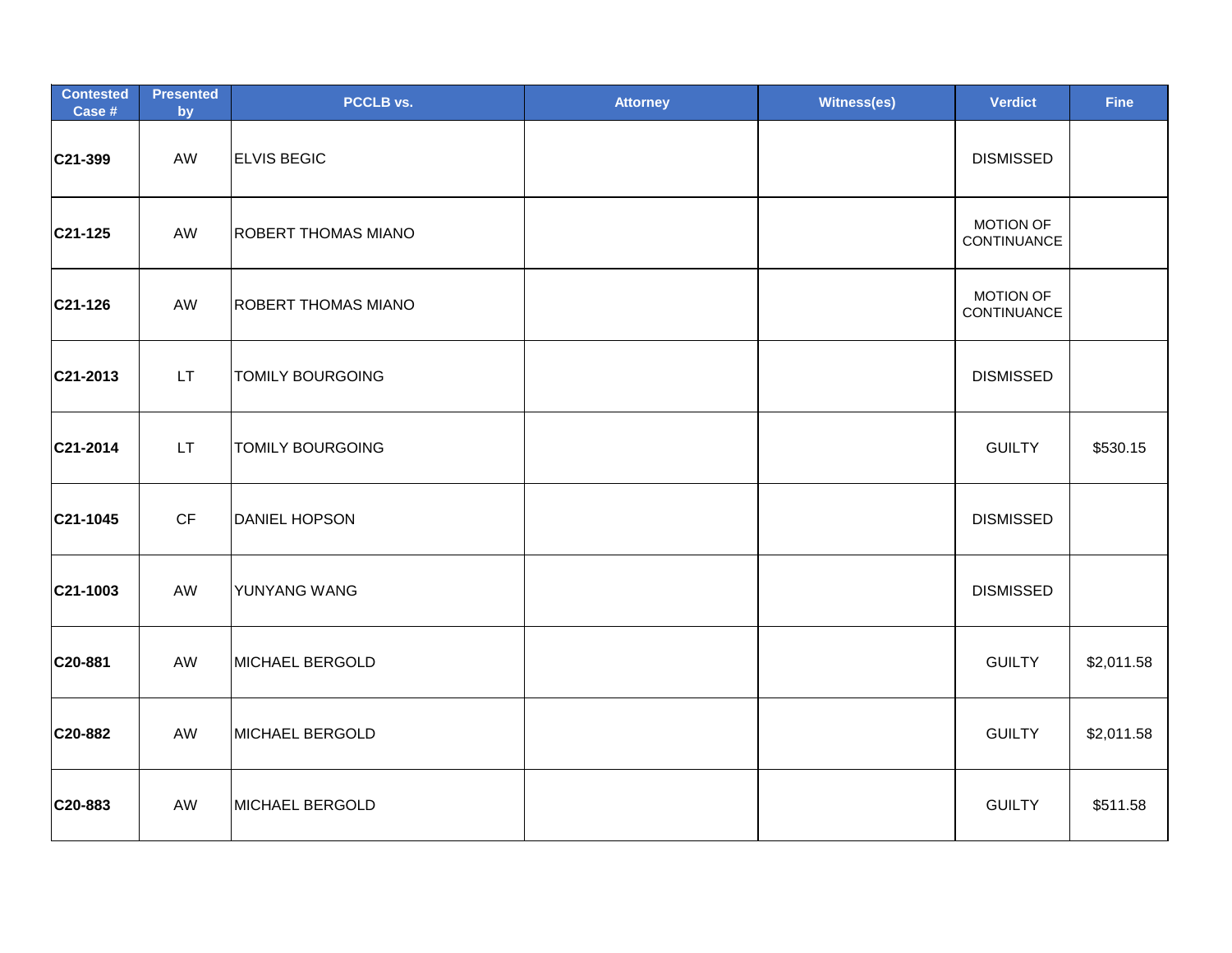| Contested Case # | Presented by | PCCLB vs. | Attorney | Witness(es) | Verdict | Fine |
|---|---|---|---|---|---|---|
| C21-399 | AW | ELVIS BEGIC | | | DISMISSED | |
| C21-125 | AW | ROBERT THOMAS MIANO | | | MOTION OF CONTINUANCE | |
| C21-126 | AW | ROBERT THOMAS MIANO | | | MOTION OF CONTINUANCE | |
| C21-2013 | LT | TOMILY BOURGOING | | | DISMISSED | |
| C21-2014 | LT | TOMILY BOURGOING | | | GUILTY | $530.15 |
| C21-1045 | CF | DANIEL HOPSON | | | DISMISSED | |
| C21-1003 | AW | YUNYANG WANG | | | DISMISSED | |
| C20-881 | AW | MICHAEL BERGOLD | | | GUILTY | $2,011.58 |
| C20-882 | AW | MICHAEL BERGOLD | | | GUILTY | $2,011.58 |
| C20-883 | AW | MICHAEL BERGOLD | | | GUILTY | $511.58 |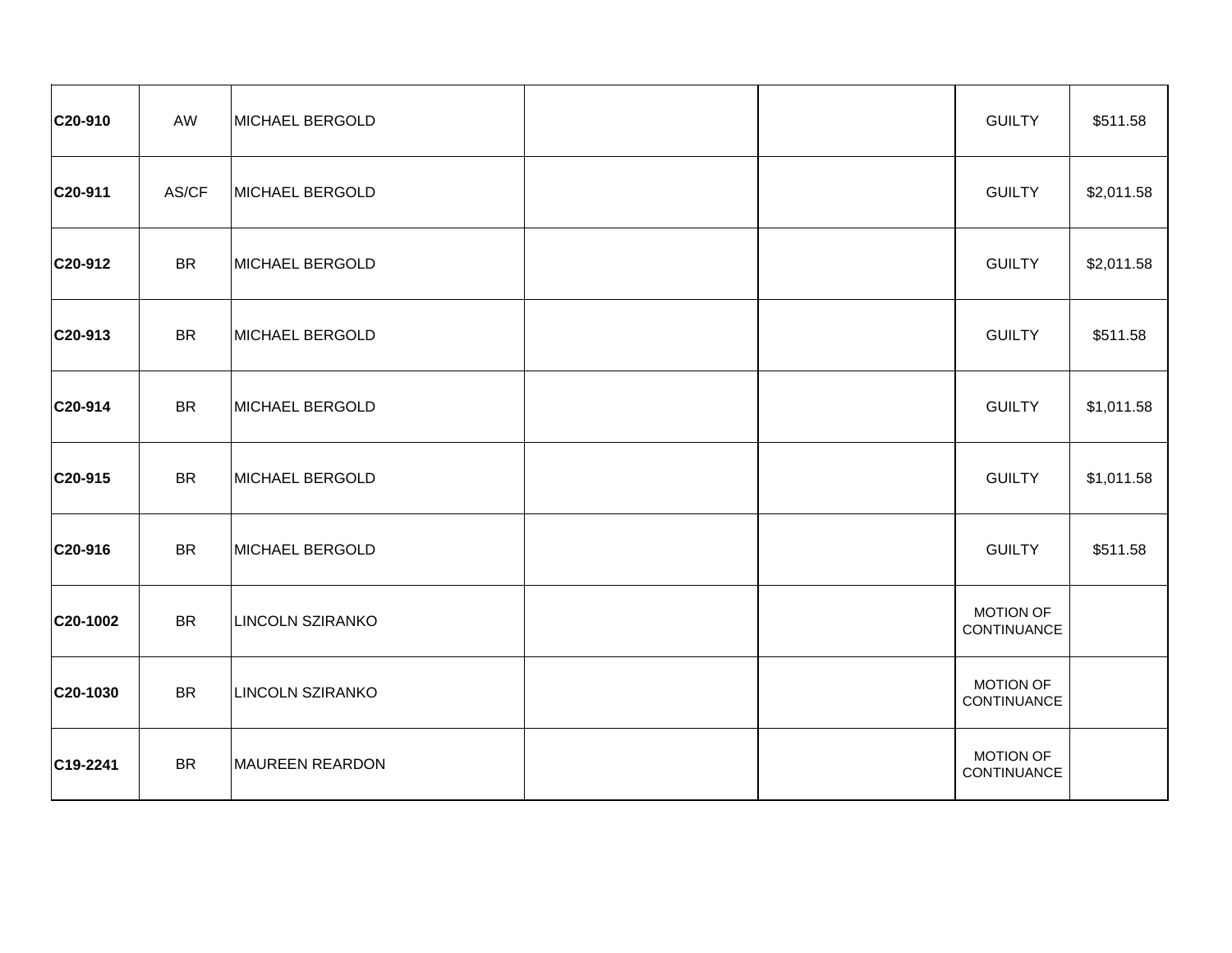| | | | | | | |
|---|---|---|---|---|---|---|
| **C20-910** | AW | MICHAEL BERGOLD | | | GUILTY | $511.58 |
| **C20-911** | AS/CF | MICHAEL BERGOLD | | | GUILTY | $2,011.58 |
| **C20-912** | BR | MICHAEL BERGOLD | | | GUILTY | $2,011.58 |
| **C20-913** | BR | MICHAEL BERGOLD | | | GUILTY | $511.58 |
| **C20-914** | BR | MICHAEL BERGOLD | | | GUILTY | $1,011.58 |
| **C20-915** | BR | MICHAEL BERGOLD | | | GUILTY | $1,011.58 |
| **C20-916** | BR | MICHAEL BERGOLD | | | GUILTY | $511.58 |
| **C20-1002** | BR | LINCOLN SZIRANKO | | | MOTION OF CONTINUANCE | |
| **C20-1030** | BR | LINCOLN SZIRANKO | | | MOTION OF CONTINUANCE | |
| **C19-2241** | BR | MAUREEN REARDON | | | MOTION OF CONTINUANCE | |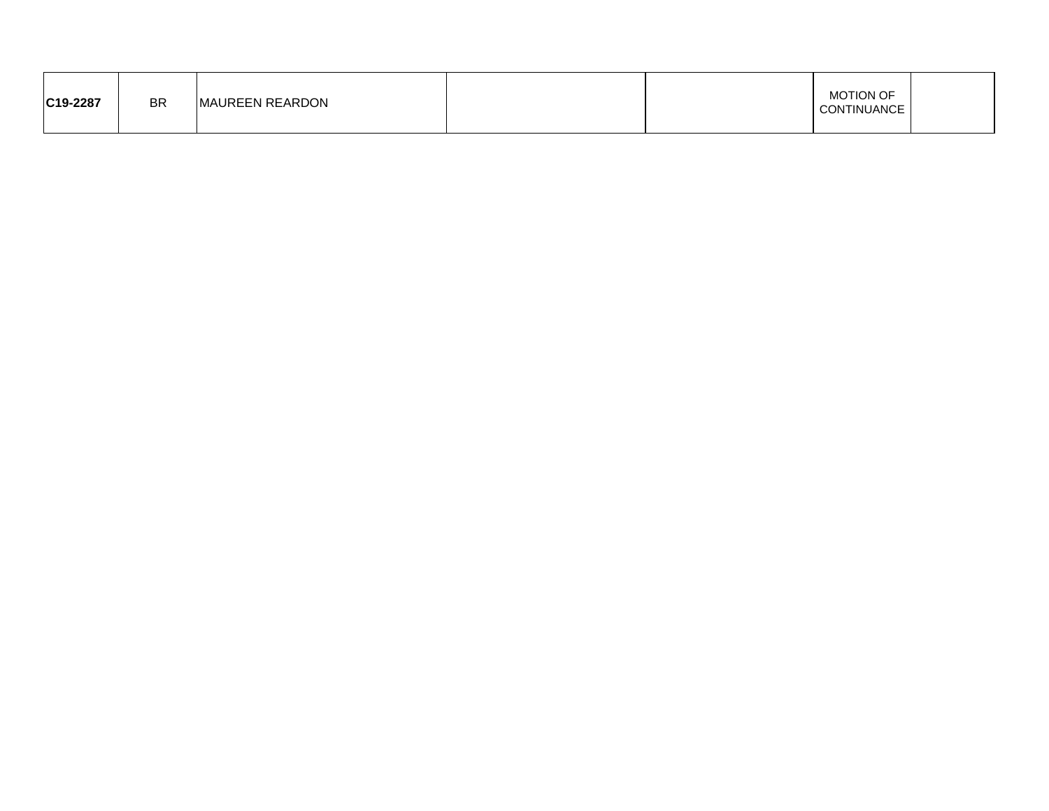| | | | | | | |
|---|---|---|---|---|---|---|
| **C19-2287** | BR | MAUREEN REARDON | | | MOTION OF CONTINUANCE | |